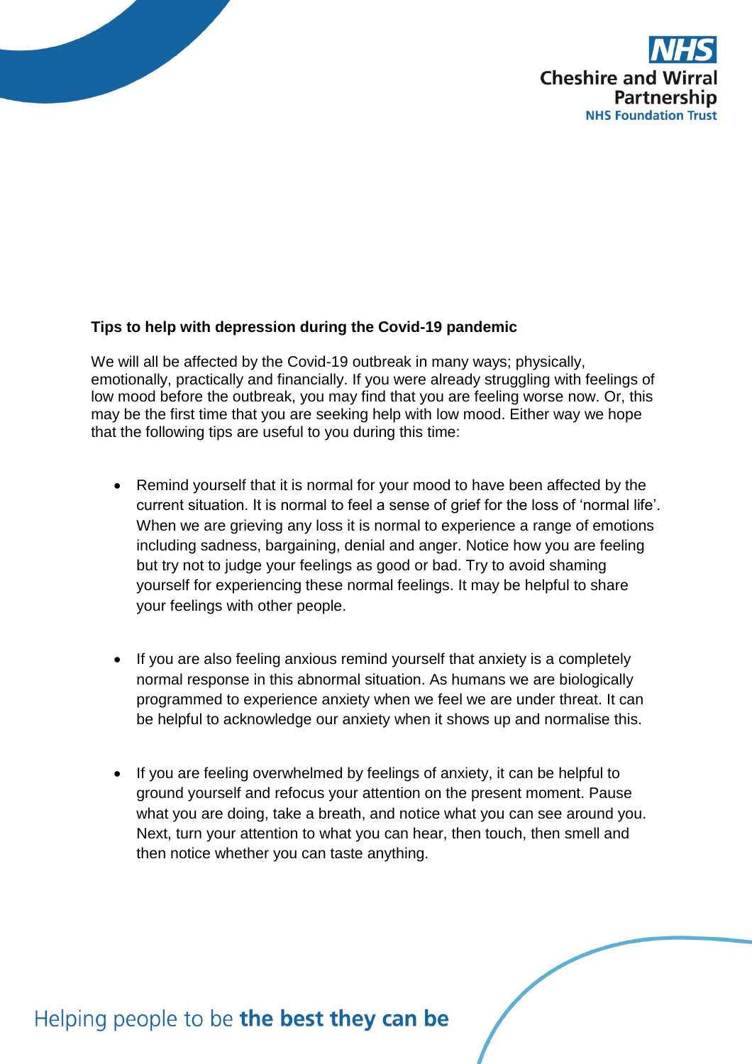NHS
Cheshire and Wirral Partnership
NHS Foundation Trust

**Tips to help with depression during the Covid-19 pandemic**

We will all be affected by the Covid-19 outbreak in many ways; physically, emotionally, practically and financially. If you were already struggling with feelings of low mood before the outbreak, you may find that you are feeling worse now. Or, this may be the first time that you are seeking help with low mood. Either way we hope that the following tips are useful to you during this time:

- Remind yourself that it is normal for your mood to have been affected by the current situation. It is normal to feel a sense of grief for the loss of 'normal life'. When we are grieving any loss it is normal to experience a range of emotions including sadness, bargaining, denial and anger. Notice how you are feeling but try not to judge your feelings as good or bad. Try to avoid shaming yourself for experiencing these normal feelings. It may be helpful to share your feelings with other people.

- If you are also feeling anxious remind yourself that anxiety is a completely normal response in this abnormal situation. As humans we are biologically programmed to experience anxiety when we feel we are under threat. It can be helpful to acknowledge our anxiety when it shows up and normalise this.

- If you are feeling overwhelmed by feelings of anxiety, it can be helpful to ground yourself and refocus your attention on the present moment. Pause what you are doing, take a breath, and notice what you can see around you. Next, turn your attention to what you can hear, then touch, then smell and then notice whether you can taste anything.

Helping people to be **the best they can be**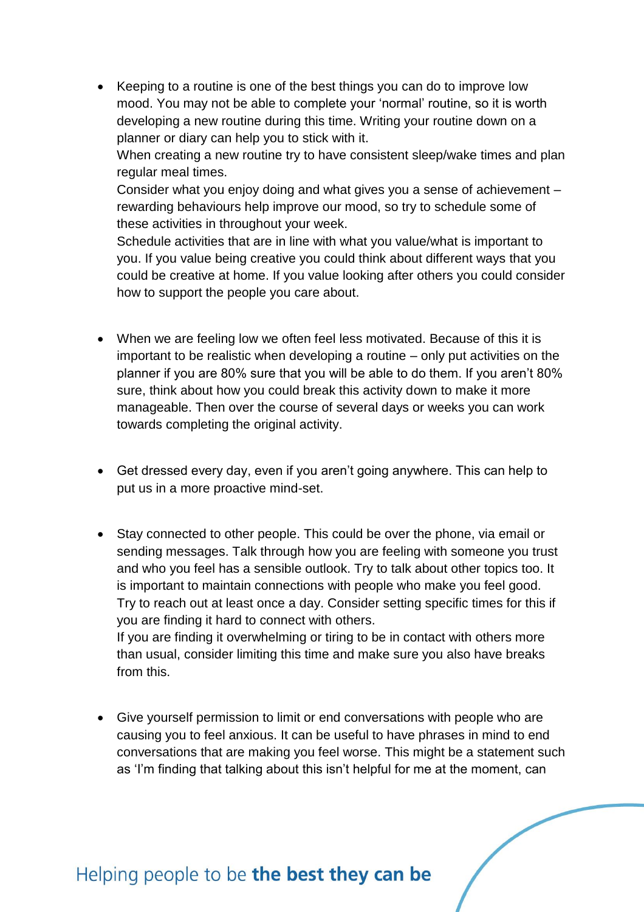- Keeping to a routine is one of the best things you can do to improve low mood. You may not be able to complete your 'normal' routine, so it is worth developing a new routine during this time. Writing your routine down on a planner or diary can help you to stick with it.
  When creating a new routine try to have consistent sleep/wake times and plan regular meal times.
  Consider what you enjoy doing and what gives you a sense of achievement – rewarding behaviours help improve our mood, so try to schedule some of these activities in throughout your week.
  Schedule activities that are in line with what you value/what is important to you. If you value being creative you could think about different ways that you could be creative at home. If you value looking after others you could consider how to support the people you care about.

- When we are feeling low we often feel less motivated. Because of this it is important to be realistic when developing a routine – only put activities on the planner if you are 80% sure that you will be able to do them. If you aren't 80% sure, think about how you could break this activity down to make it more manageable. Then over the course of several days or weeks you can work towards completing the original activity.

- Get dressed every day, even if you aren't going anywhere. This can help to put us in a more proactive mind-set.

- Stay connected to other people. This could be over the phone, via email or sending messages. Talk through how you are feeling with someone you trust and who you feel has a sensible outlook. Try to talk about other topics too. It is important to maintain connections with people who make you feel good. Try to reach out at least once a day. Consider setting specific times for this if you are finding it hard to connect with others.
  If you are finding it overwhelming or tiring to be in contact with others more than usual, consider limiting this time and make sure you also have breaks from this.

- Give yourself permission to limit or end conversations with people who are causing you to feel anxious. It can be useful to have phrases in mind to end conversations that are making you feel worse. This might be a statement such as 'I'm finding that talking about this isn't helpful for me at the moment, can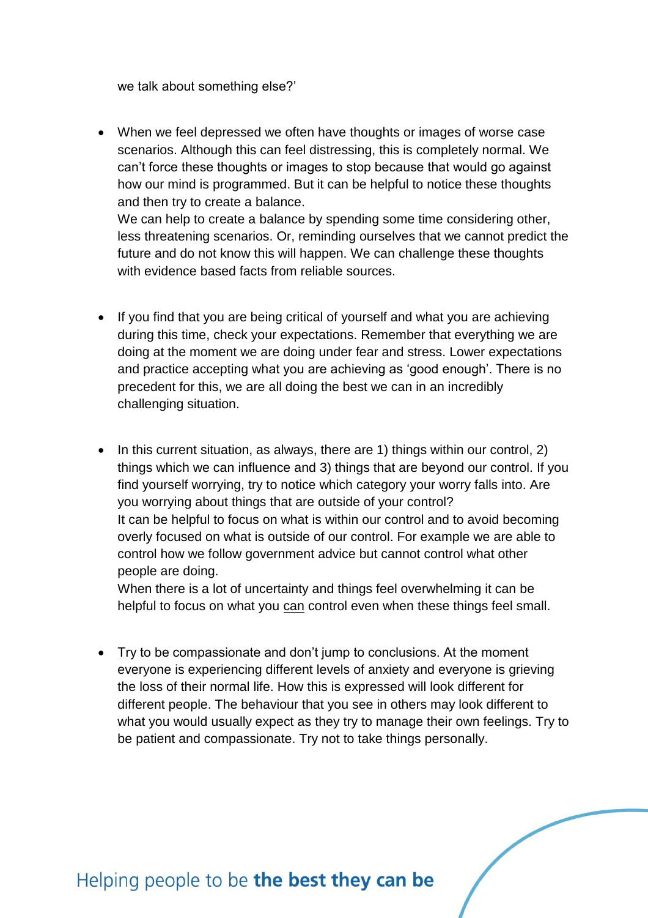we talk about something else?'

- When we feel depressed we often have thoughts or images of worse case scenarios. Although this can feel distressing, this is completely normal. We can't force these thoughts or images to stop because that would go against how our mind is programmed. But it can be helpful to notice these thoughts and then try to create a balance.
  We can help to create a balance by spending some time considering other, less threatening scenarios. Or, reminding ourselves that we cannot predict the future and do not know this will happen. We can challenge these thoughts with evidence based facts from reliable sources.

- If you find that you are being critical of yourself and what you are achieving during this time, check your expectations. Remember that everything we are doing at the moment we are doing under fear and stress. Lower expectations and practice accepting what you are achieving as 'good enough'. There is no precedent for this, we are all doing the best we can in an incredibly challenging situation.

- In this current situation, as always, there are 1) things within our control, 2) things which we can influence and 3) things that are beyond our control. If you find yourself worrying, try to notice which category your worry falls into. Are you worrying about things that are outside of your control?
  It can be helpful to focus on what is within our control and to avoid becoming overly focused on what is outside of our control. For example we are able to control how we follow government advice but cannot control what other people are doing.
  When there is a lot of uncertainty and things feel overwhelming it can be helpful to focus on what you <u>can</u> control even when these things feel small.

- Try to be compassionate and don't jump to conclusions. At the moment everyone is experiencing different levels of anxiety and everyone is grieving the loss of their normal life. How this is expressed will look different for different people. The behaviour that you see in others may look different to what you would usually expect as they try to manage their own feelings. Try to be patient and compassionate. Try not to take things personally.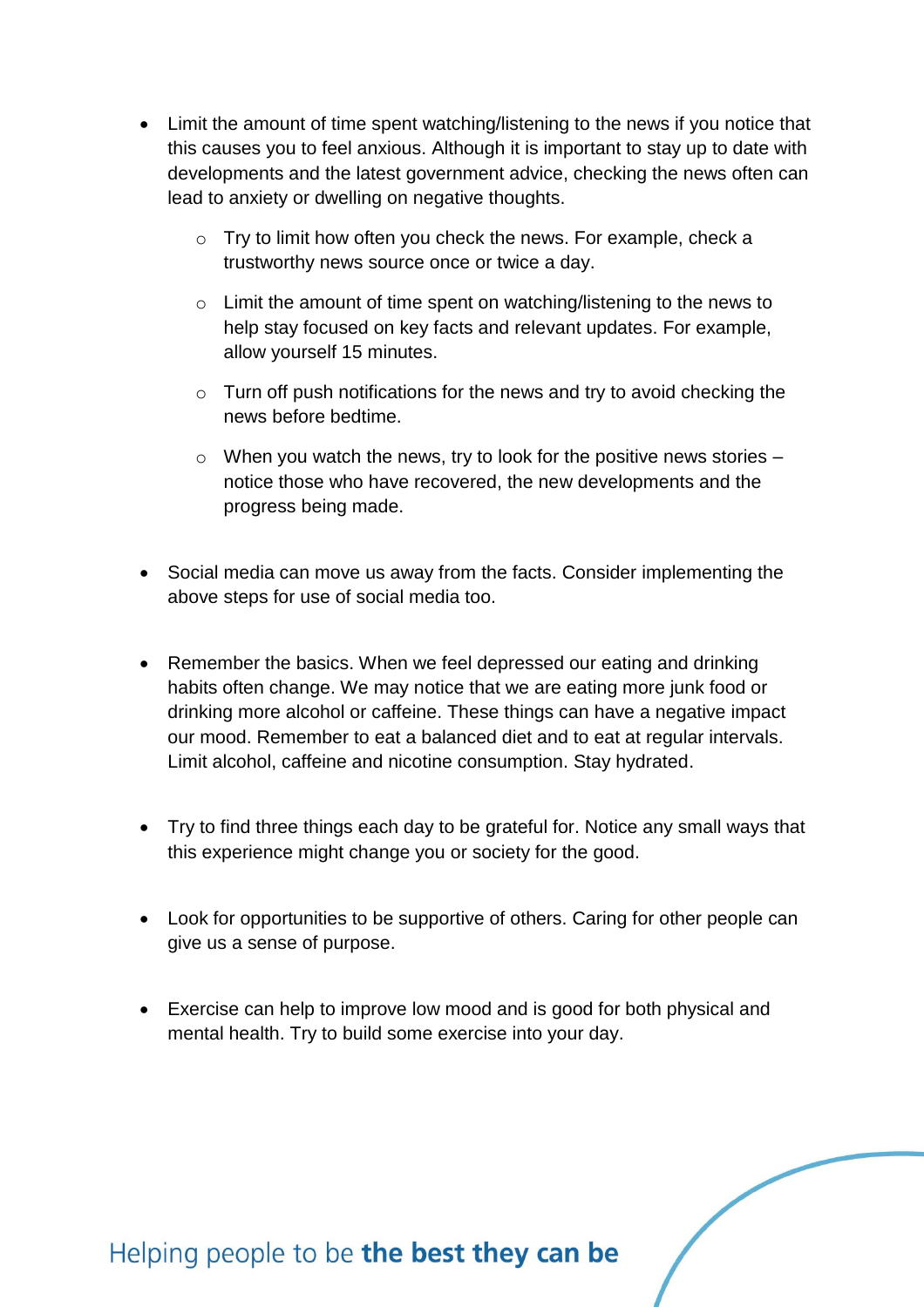- Limit the amount of time spent watching/listening to the news if you notice that this causes you to feel anxious. Although it is important to stay up to date with developments and the latest government advice, checking the news often can lead to anxiety or dwelling on negative thoughts.
    - Try to limit how often you check the news. For example, check a trustworthy news source once or twice a day.
    - Limit the amount of time spent on watching/listening to the news to help stay focused on key facts and relevant updates. For example, allow yourself 15 minutes.
    - Turn off push notifications for the news and try to avoid checking the news before bedtime.
    - When you watch the news, try to look for the positive news stories – notice those who have recovered, the new developments and the progress being made.

- Social media can move us away from the facts. Consider implementing the above steps for use of social media too.

- Remember the basics. When we feel depressed our eating and drinking habits often change. We may notice that we are eating more junk food or drinking more alcohol or caffeine. These things can have a negative impact our mood. Remember to eat a balanced diet and to eat at regular intervals. Limit alcohol, caffeine and nicotine consumption. Stay hydrated.

- Try to find three things each day to be grateful for. Notice any small ways that this experience might change you or society for the good.

- Look for opportunities to be supportive of others. Caring for other people can give us a sense of purpose.

- Exercise can help to improve low mood and is good for both physical and mental health. Try to build some exercise into your day.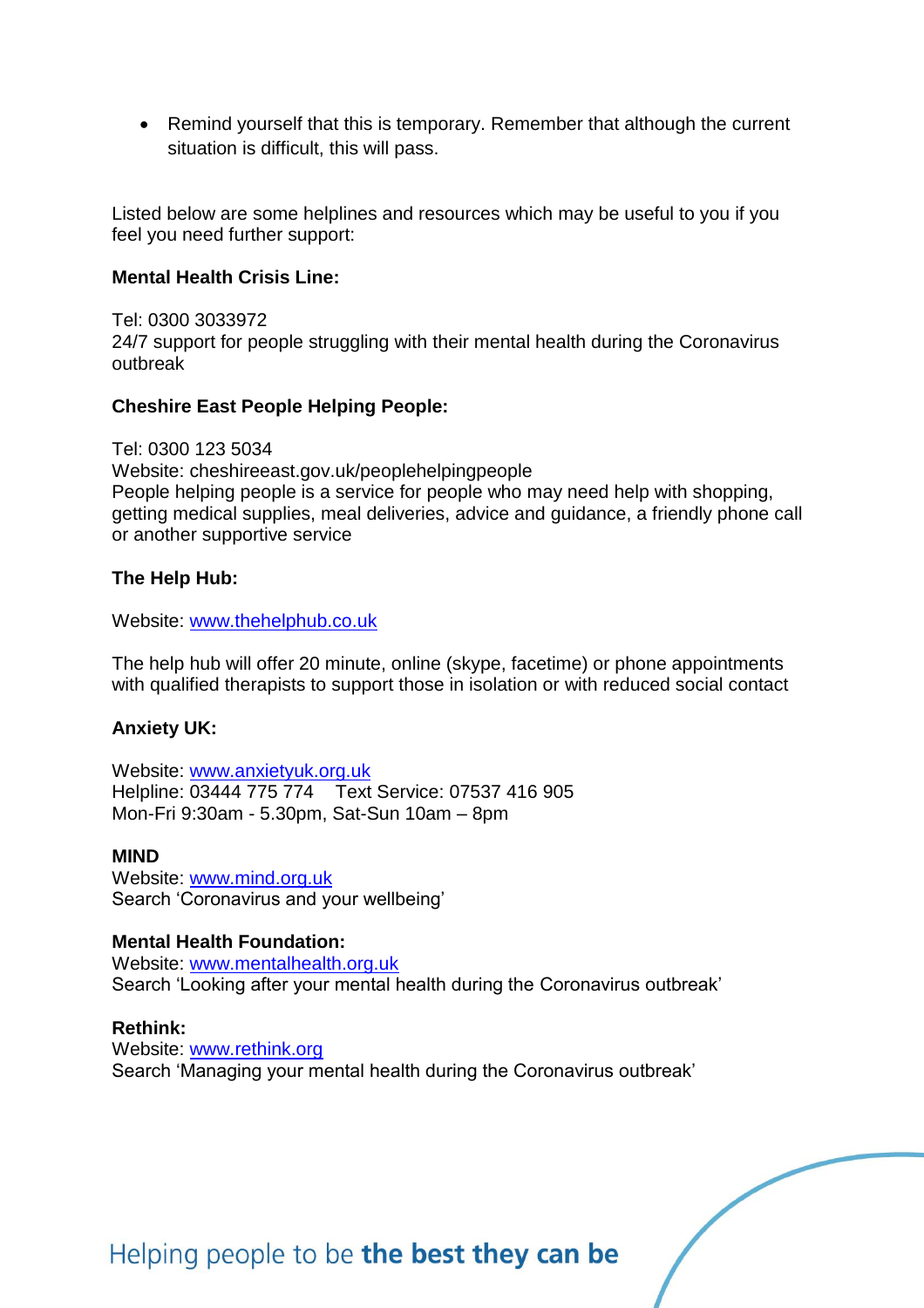- Remind yourself that this is temporary. Remember that although the current situation is difficult, this will pass.

Listed below are some helplines and resources which may be useful to you if you feel you need further support:

**Mental Health Crisis Line:**

Tel: 0300 3033972
24/7 support for people struggling with their mental health during the Coronavirus outbreak

**Cheshire East People Helping People:**

Tel: 0300 123 5034
Website: cheshireeast.gov.uk/peoplehelpingpeople
People helping people is a service for people who may need help with shopping, getting medical supplies, meal deliveries, advice and guidance, a friendly phone call or another supportive service

**The Help Hub:**

Website: www.thehelphub.co.uk

The help hub will offer 20 minute, online (skype, facetime) or phone appointments with qualified therapists to support those in isolation or with reduced social contact

**Anxiety UK:**

Website: www.anxietyuk.org.uk
Helpline: 03444 775 774 Text Service: 07537 416 905
Mon-Fri 9:30am - 5.30pm, Sat-Sun 10am – 8pm

**MIND**
Website: www.mind.org.uk
Search 'Coronavirus and your wellbeing'

**Mental Health Foundation:**
Website: www.mentalhealth.org.uk
Search 'Looking after your mental health during the Coronavirus outbreak'

**Rethink:**
Website: www.rethink.org
Search 'Managing your mental health during the Coronavirus outbreak'